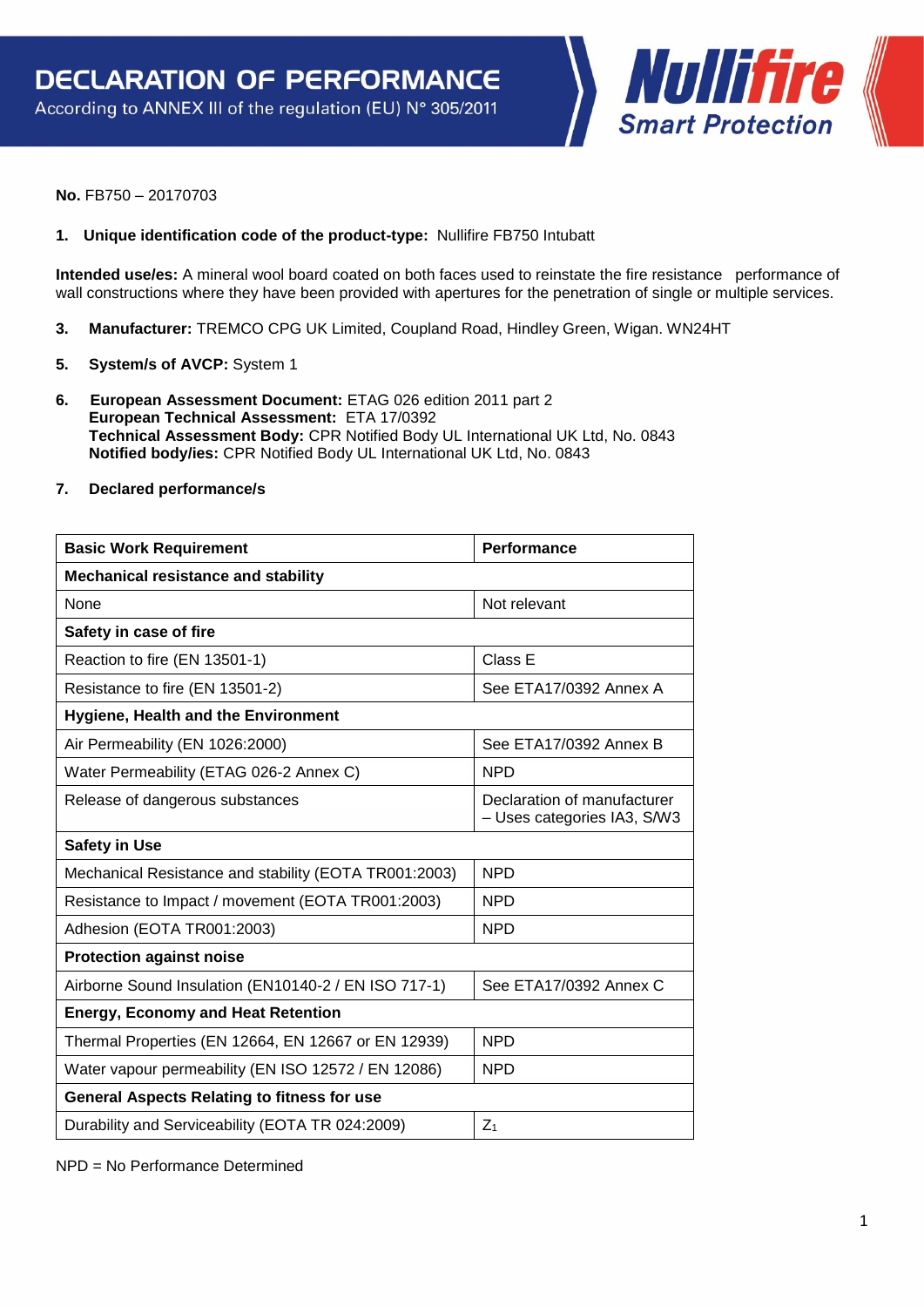# DECLARATION OF PERFORMANCE

According to ANNEX III of the regulation (EU) N° 305/2011

Nullifire Smart Protection

**No.** FB750 – 20170703

1. **Unique identification code of the product-type:** Nullifire FB750 Intubatt

**Intended use/es:** A mineral wool board coated on both faces used to reinstate the fire resistance performance of wall constructions where they have been provided with apertures for the penetration of single or multiple services.

3. **Manufacturer:** TREMCO CPG UK Limited, Coupland Road, Hindley Green, Wigan. WN24HT

5. **System/s of AVCP:** System 1

6. **European Assessment Document:** ETAG 026 edition 2011 part 2
   **European Technical Assessment:** ETA 17/0392
   **Technical Assessment Body:** CPR Notified Body UL International UK Ltd, No. 0843
   **Notified body/ies:** CPR Notified Body UL International UK Ltd, No. 0843

7. **Declared performance/s**

| **Basic Work Requirement** | **Performance** |
|---|---|
| **Mechanical resistance and stability** | |
| None | Not relevant |
| **Safety in case of fire** | |
| Reaction to fire (EN 13501-1) | Class E |
| Resistance to fire (EN 13501-2) | See ETA17/0392 Annex A |
| **Hygiene, Health and the Environment** | |
| Air Permeability (EN 1026:2000) | See ETA17/0392 Annex B |
| Water Permeability (ETAG 026-2 Annex C) | NPD |
| Release of dangerous substances | Declaration of manufacturer – Uses categories IA3, S/W3 |
| **Safety in Use** | |
| Mechanical Resistance and stability (EOTA TR001:2003) | NPD |
| Resistance to Impact / movement (EOTA TR001:2003) | NPD |
| Adhesion (EOTA TR001:2003) | NPD |
| **Protection against noise** | |
| Airborne Sound Insulation (EN10140-2 / EN ISO 717-1) | See ETA17/0392 Annex C |
| **Energy, Economy and Heat Retention** | |
| Thermal Properties (EN 12664, EN 12667 or EN 12939) | NPD |
| Water vapour permeability (EN ISO 12572 / EN 12086) | NPD |
| **General Aspects Relating to fitness for use** | |
| Durability and Serviceability (EOTA TR 024:2009) | $Z_1$ |

NPD = No Performance Determined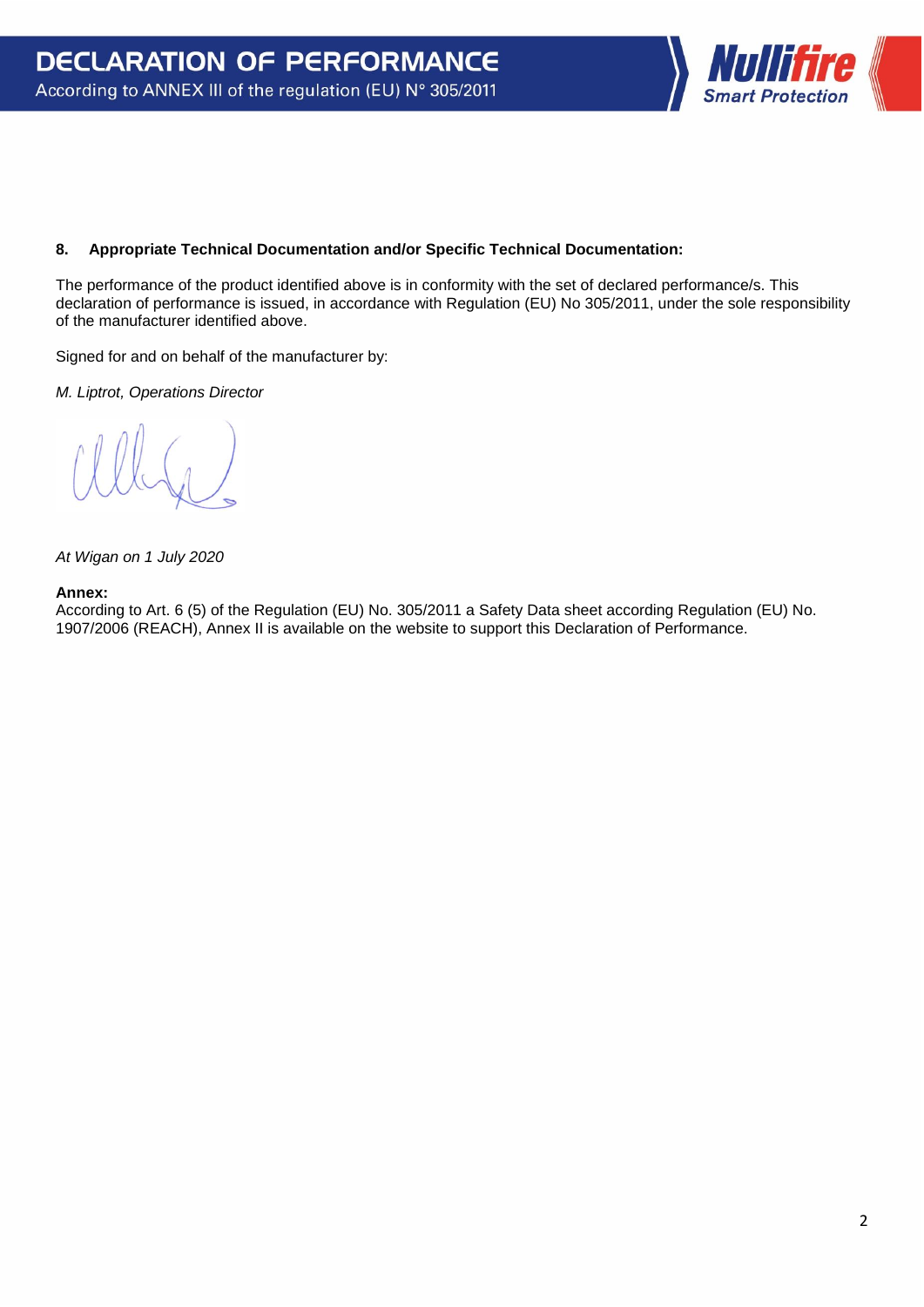**8. Appropriate Technical Documentation and/or Specific Technical Documentation:**

The performance of the product identified above is in conformity with the set of declared performance/s. This declaration of performance is issued, in accordance with Regulation (EU) No 305/2011, under the sole responsibility of the manufacturer identified above.

Signed for and on behalf of the manufacturer by:

*M. Liptrot, Operations Director*

*At Wigan on 1 July 2020*

**Annex:**
According to Art. 6 (5) of the Regulation (EU) No. 305/2011 a Safety Data sheet according Regulation (EU) No. 1907/2006 (REACH), Annex II is available on the website to support this Declaration of Performance.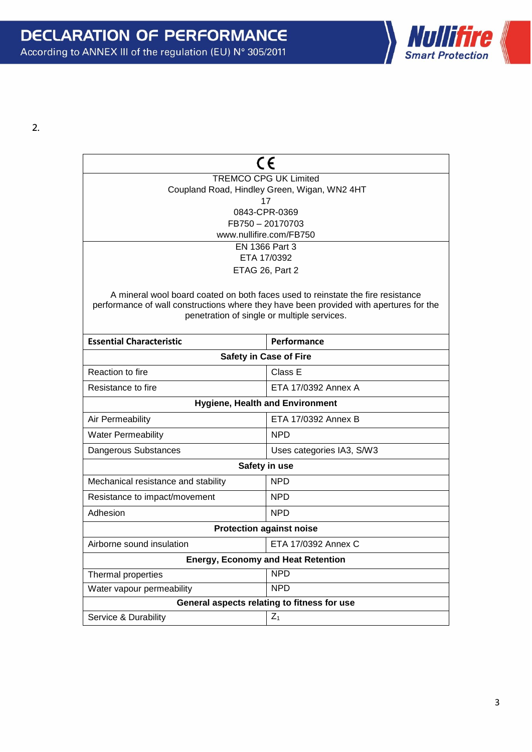2.

| CE | |
|---|---|
| TREMCO CPG UK Limited<br>Coupland Road, Hindley Green, Wigan, WN2 4HT<br>17<br>0843-CPR-0369<br>FB750 – 20170703<br>www.nullifire.com/FB750 | |
| EN 1366 Part 3<br>ETA 17/0392<br>ETAG 26, Part 2<br><br>A mineral wool board coated on both faces used to reinstate the fire resistance performance of wall constructions where they have been provided with apertures for the penetration of single or multiple services. | |
| **Essential Characteristic** | **Performance** |
| **Safety in Case of Fire** | |
| Reaction to fire | Class E |
| Resistance to fire | ETA 17/0392 Annex A |
| **Hygiene, Health and Environment** | |
| Air Permeability | ETA 17/0392 Annex B |
| Water Permeability | NPD |
| Dangerous Substances | Uses categories IA3, S/W3 |
| **Safety in use** | |
| Mechanical resistance and stability | NPD |
| Resistance to impact/movement | NPD |
| Adhesion | NPD |
| **Protection against noise** | |
| Airborne sound insulation | ETA 17/0392 Annex C |
| **Energy, Economy and Heat Retention** | |
| Thermal properties | NPD |
| Water vapour permeability | NPD |
| **General aspects relating to fitness for use** | |
| Service & Durability | $Z_1$ |